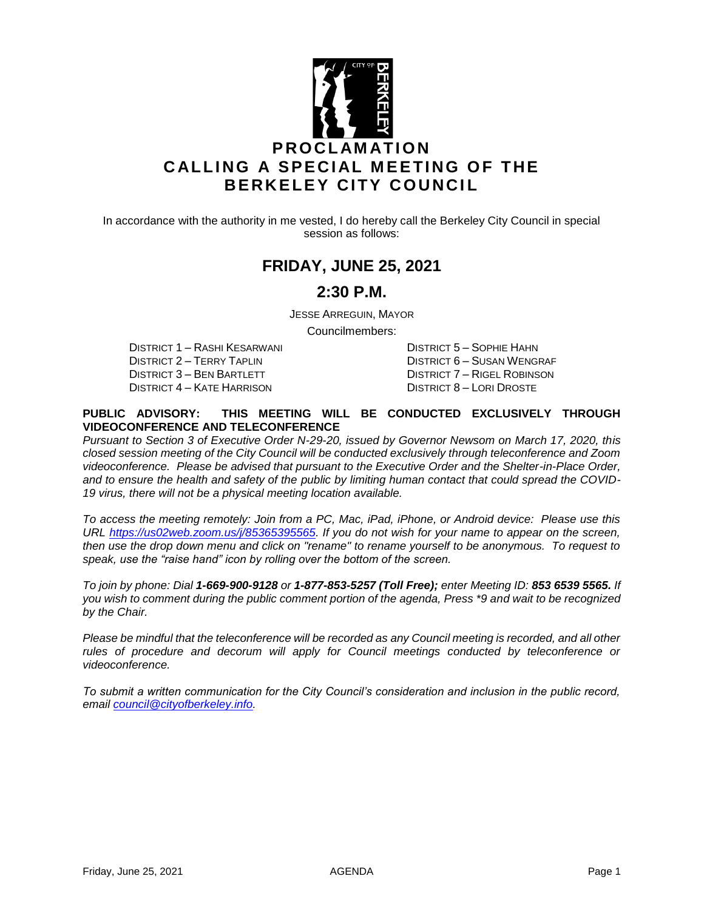# PROCLAMATION CALLING A SPECIAL MEETING OF THE BERKELEY CITY COUNCIL

In accordance with the authority in me vested, I do hereby call the Berkeley City Council in special session as follows:

## FRIDAY, JUNE 25, 2021

## 2:30 P.M.

JESSE ARREGUIN, MAYOR

Councilmembers:

DISTRICT 1 – RASHI KESARWANI
DISTRICT 2 – TERRY TAPLIN
DISTRICT 3 – BEN BARTLETT
DISTRICT 4 – KATE HARRISON
DISTRICT 5 – SOPHIE HAHN
DISTRICT 6 – SUSAN WENGRAF
DISTRICT 7 – RIGEL ROBINSON
DISTRICT 8 – LORI DROSTE

**PUBLIC ADVISORY: THIS MEETING WILL BE CONDUCTED EXCLUSIVELY THROUGH VIDEOCONFERENCE AND TELECONFERENCE**

*Pursuant to Section 3 of Executive Order N-29-20, issued by Governor Newsom on March 17, 2020, this closed session meeting of the City Council will be conducted exclusively through teleconference and Zoom videoconference. Please be advised that pursuant to the Executive Order and the Shelter-in-Place Order, and to ensure the health and safety of the public by limiting human contact that could spread the COVID-19 virus, there will not be a physical meeting location available.*

*To access the meeting remotely: Join from a PC, Mac, iPad, iPhone, or Android device: Please use this URL https://us02web.zoom.us/j/85365395565. If you do not wish for your name to appear on the screen, then use the drop down menu and click on "rename" to rename yourself to be anonymous. To request to speak, use the "raise hand" icon by rolling over the bottom of the screen.*

*To join by phone: Dial **1-669-900-9128** or **1-877-853-5257 (Toll Free);** enter Meeting ID: **853 6539 5565.** If you wish to comment during the public comment portion of the agenda, Press *9 and wait to be recognized by the Chair.*

*Please be mindful that the teleconference will be recorded as any Council meeting is recorded, and all other rules of procedure and decorum will apply for Council meetings conducted by teleconference or videoconference.*

*To submit a written communication for the City Council's consideration and inclusion in the public record, email council@cityofberkeley.info.*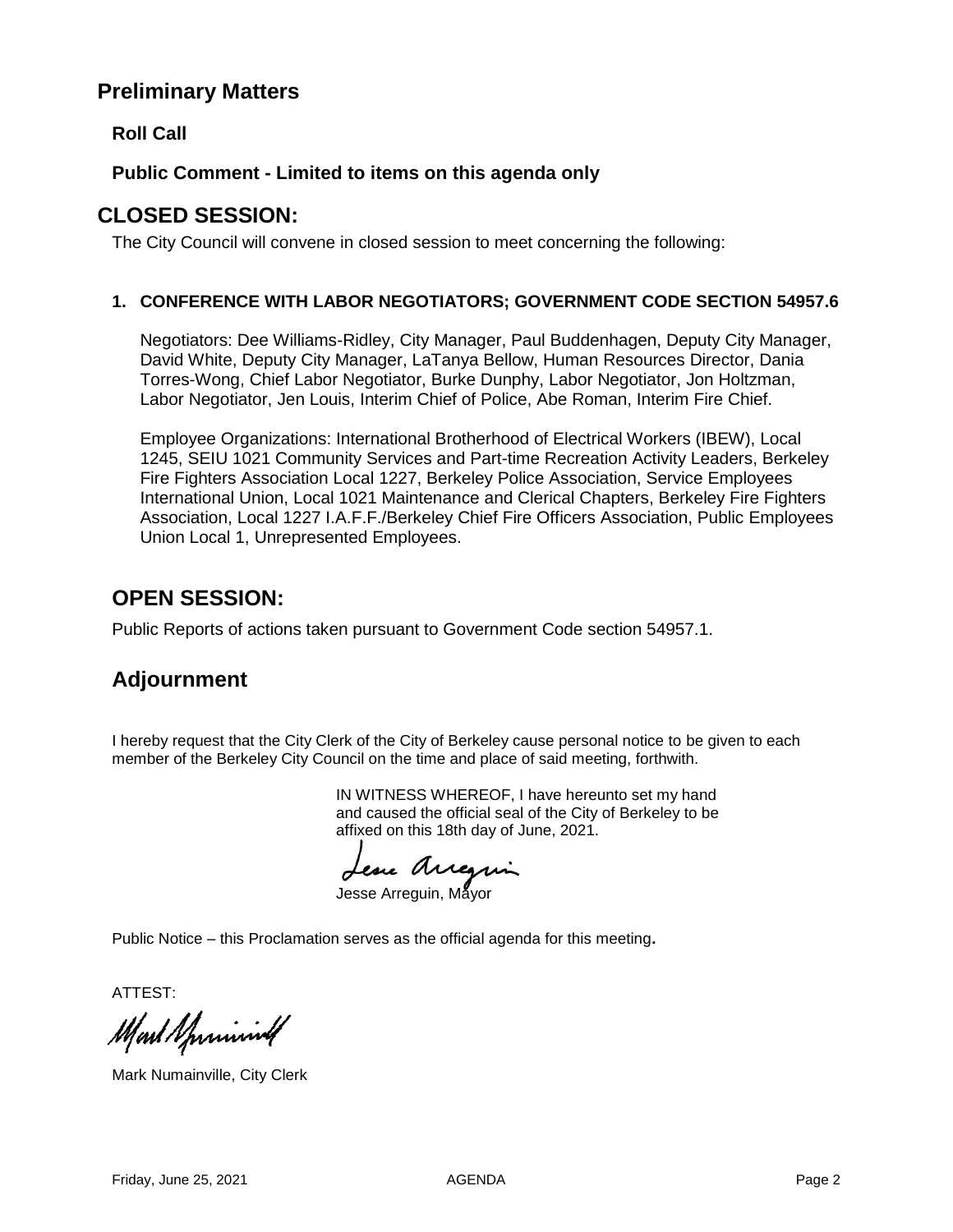## Preliminary Matters

### Roll Call

### Public Comment - Limited to items on this agenda only

## CLOSED SESSION:

The City Council will convene in closed session to meet concerning the following:

**1. CONFERENCE WITH LABOR NEGOTIATORS; GOVERNMENT CODE SECTION 54957.6**

Negotiators: Dee Williams-Ridley, City Manager, Paul Buddenhagen, Deputy City Manager, David White, Deputy City Manager, LaTanya Bellow, Human Resources Director, Dania Torres-Wong, Chief Labor Negotiator, Burke Dunphy, Labor Negotiator, Jon Holtzman, Labor Negotiator, Jen Louis, Interim Chief of Police, Abe Roman, Interim Fire Chief.

Employee Organizations: International Brotherhood of Electrical Workers (IBEW), Local 1245, SEIU 1021 Community Services and Part-time Recreation Activity Leaders, Berkeley Fire Fighters Association Local 1227, Berkeley Police Association, Service Employees International Union, Local 1021 Maintenance and Clerical Chapters, Berkeley Fire Fighters Association, Local 1227 I.A.F.F./Berkeley Chief Fire Officers Association, Public Employees Union Local 1, Unrepresented Employees.

## OPEN SESSION:

Public Reports of actions taken pursuant to Government Code section 54957.1.

## Adjournment

I hereby request that the City Clerk of the City of Berkeley cause personal notice to be given to each member of the Berkeley City Council on the time and place of said meeting, forthwith.

IN WITNESS WHEREOF, I have hereunto set my hand and caused the official seal of the City of Berkeley to be affixed on this 18th day of June, 2021.

Jesse Arreguin, Mayor

Public Notice – this Proclamation serves as the official agenda for this meeting.

ATTEST:

Mark Numainville, City Clerk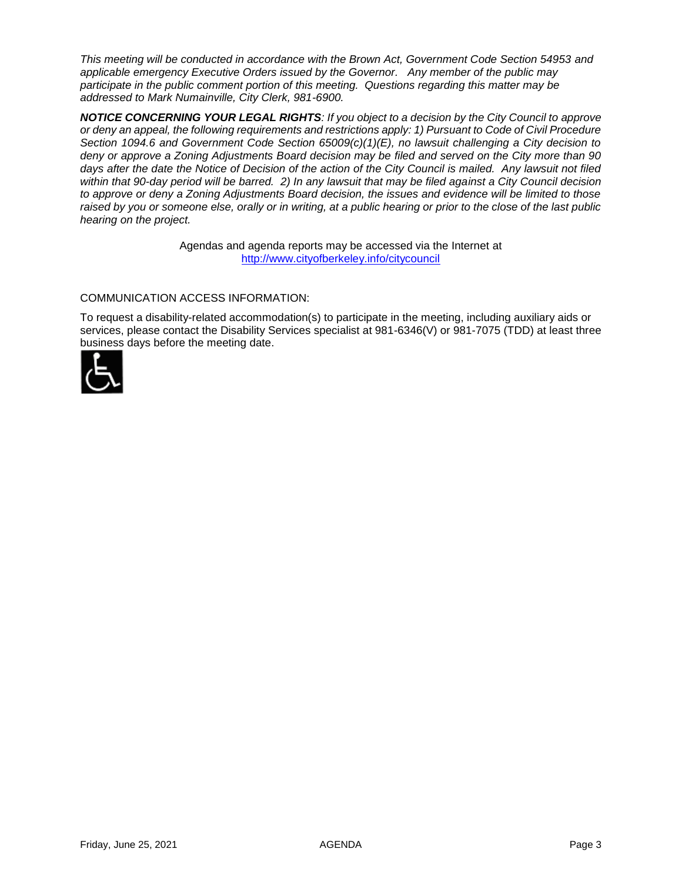*This meeting will be conducted in accordance with the Brown Act, Government Code Section 54953 and applicable emergency Executive Orders issued by the Governor. Any member of the public may participate in the public comment portion of this meeting. Questions regarding this matter may be addressed to Mark Numainville, City Clerk, 981-6900.*

***NOTICE CONCERNING YOUR LEGAL RIGHTS****: If you object to a decision by the City Council to approve or deny an appeal, the following requirements and restrictions apply: 1) Pursuant to Code of Civil Procedure Section 1094.6 and Government Code Section 65009(c)(1)(E), no lawsuit challenging a City decision to deny or approve a Zoning Adjustments Board decision may be filed and served on the City more than 90 days after the date the Notice of Decision of the action of the City Council is mailed. Any lawsuit not filed within that 90-day period will be barred. 2) In any lawsuit that may be filed against a City Council decision to approve or deny a Zoning Adjustments Board decision, the issues and evidence will be limited to those raised by you or someone else, orally or in writing, at a public hearing or prior to the close of the last public hearing on the project.*

Agendas and agenda reports may be accessed via the Internet at
http://www.cityofberkeley.info/citycouncil

COMMUNICATION ACCESS INFORMATION:

To request a disability-related accommodation(s) to participate in the meeting, including auxiliary aids or services, please contact the Disability Services specialist at 981-6346(V) or 981-7075 (TDD) at least three business days before the meeting date.